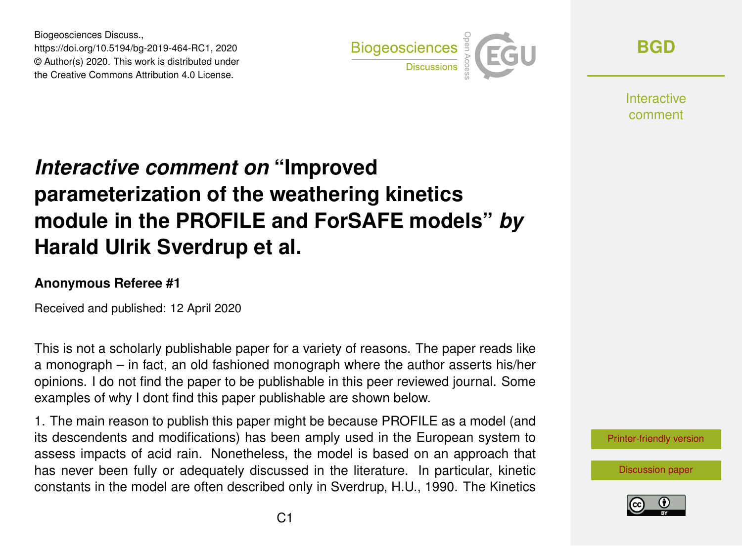Biogeosciences Discuss.,
https://doi.org/10.5194/bg-2019-464-RC1, 2020
© Author(s) 2020. This work is distributed under
the Creative Commons Attribution 4.0 License.

# *Interactive comment on* "Improved parameterization of the weathering kinetics module in the PROFILE and ForSAFE models" *by* Harald Ulrik Sverdrup et al.

**Anonymous Referee #1**

Received and published: 12 April 2020

This is not a scholarly publishable paper for a variety of reasons. The paper reads like a monograph – in fact, an old fashioned monograph where the author asserts his/her opinions. I do not find the paper to be publishable in this peer reviewed journal. Some examples of why I dont find this paper publishable are shown below.

1. The main reason to publish this paper might be because PROFILE as a model (and its descendents and modifications) has been amply used in the European system to assess impacts of acid rain. Nonetheless, the model is based on an approach that has never been fully or adequately discussed in the literature. In particular, kinetic constants in the model are often described only in Sverdrup, H.U., 1990. The Kinetics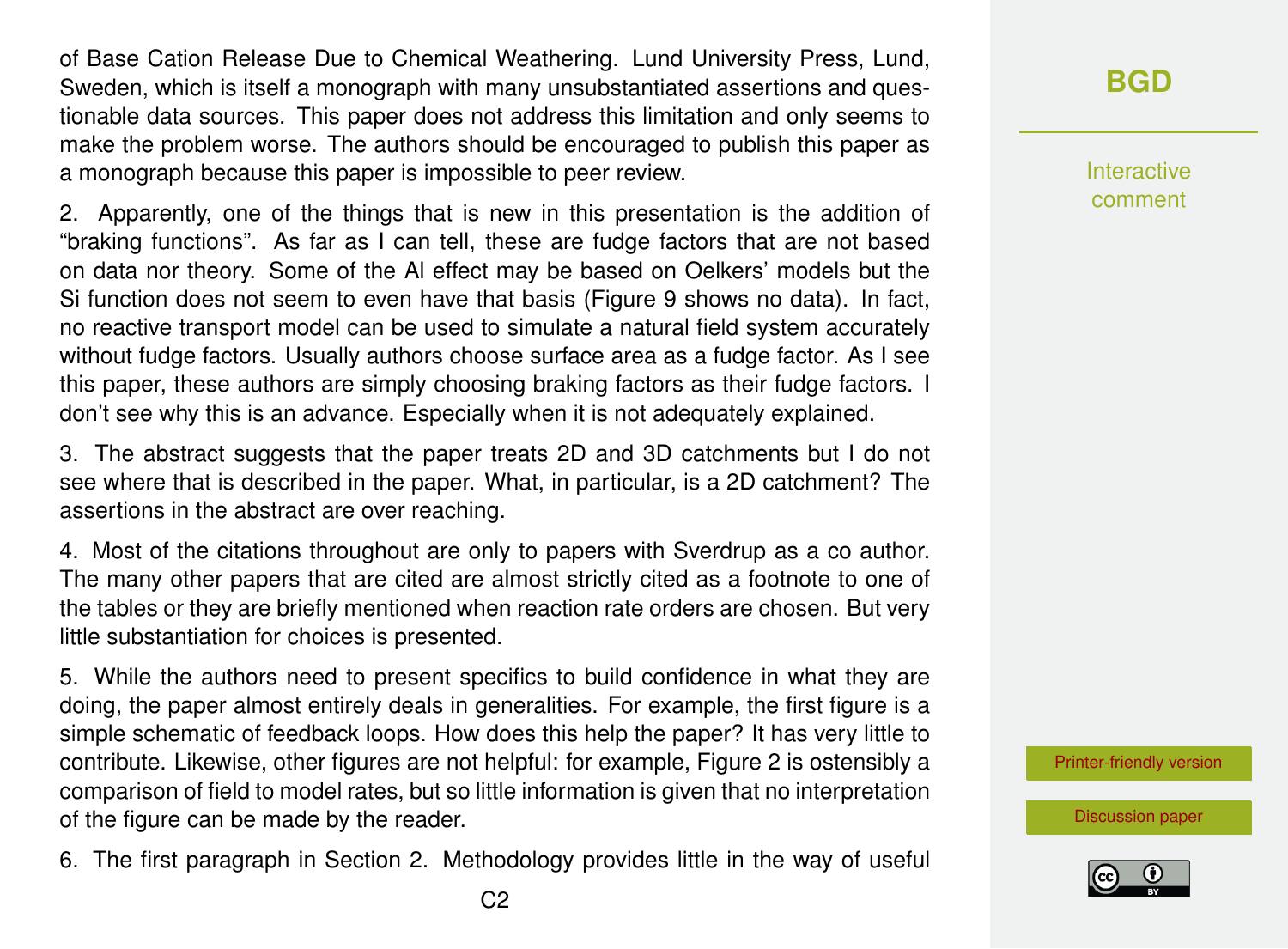of Base Cation Release Due to Chemical Weathering. Lund University Press, Lund, Sweden, which is itself a monograph with many unsubstantiated assertions and questionable data sources. This paper does not address this limitation and only seems to make the problem worse. The authors should be encouraged to publish this paper as a monograph because this paper is impossible to peer review.

2. Apparently, one of the things that is new in this presentation is the addition of "braking functions". As far as I can tell, these are fudge factors that are not based on data nor theory. Some of the Al effect may be based on Oelkers' models but the Si function does not seem to even have that basis (Figure 9 shows no data). In fact, no reactive transport model can be used to simulate a natural field system accurately without fudge factors. Usually authors choose surface area as a fudge factor. As I see this paper, these authors are simply choosing braking factors as their fudge factors. I don't see why this is an advance. Especially when it is not adequately explained.

3. The abstract suggests that the paper treats 2D and 3D catchments but I do not see where that is described in the paper. What, in particular, is a 2D catchment? The assertions in the abstract are over reaching.

4. Most of the citations throughout are only to papers with Sverdrup as a co author. The many other papers that are cited are almost strictly cited as a footnote to one of the tables or they are briefly mentioned when reaction rate orders are chosen. But very little substantiation for choices is presented.

5. While the authors need to present specifics to build confidence in what they are doing, the paper almost entirely deals in generalities. For example, the first figure is a simple schematic of feedback loops. How does this help the paper? It has very little to contribute. Likewise, other figures are not helpful: for example, Figure 2 is ostensibly a comparison of field to model rates, but so little information is given that no interpretation of the figure can be made by the reader.

6. The first paragraph in Section 2. Methodology provides little in the way of useful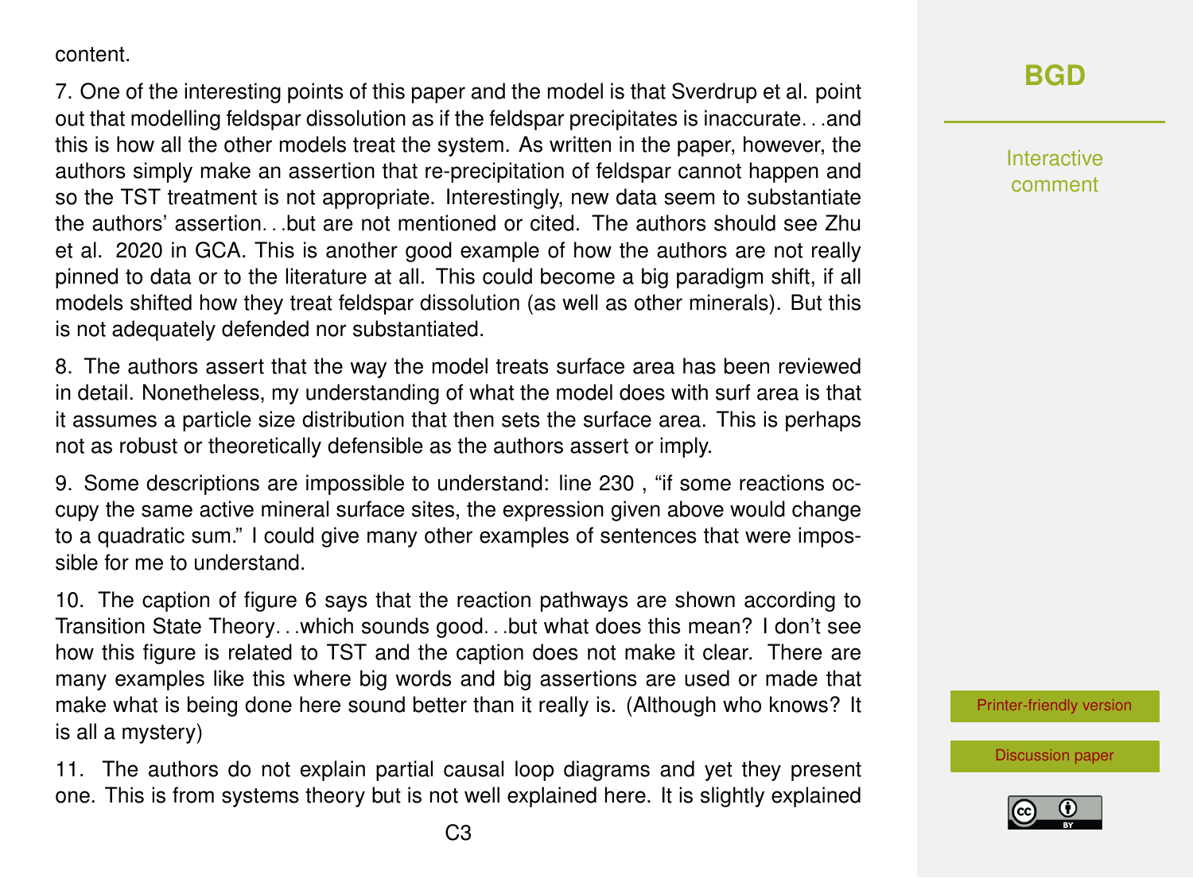content.

7. One of the interesting points of this paper and the model is that Sverdrup et al. point out that modelling feldspar dissolution as if the feldspar precipitates is inaccurate…and this is how all the other models treat the system. As written in the paper, however, the authors simply make an assertion that re-precipitation of feldspar cannot happen and so the TST treatment is not appropriate. Interestingly, new data seem to substantiate the authors' assertion…but are not mentioned or cited. The authors should see Zhu et al. 2020 in GCA. This is another good example of how the authors are not really pinned to data or to the literature at all. This could become a big paradigm shift, if all models shifted how they treat feldspar dissolution (as well as other minerals). But this is not adequately defended nor substantiated.

8. The authors assert that the way the model treats surface area has been reviewed in detail. Nonetheless, my understanding of what the model does with surf area is that it assumes a particle size distribution that then sets the surface area. This is perhaps not as robust or theoretically defensible as the authors assert or imply.

9. Some descriptions are impossible to understand: line 230 , "if some reactions occupy the same active mineral surface sites, the expression given above would change to a quadratic sum." I could give many other examples of sentences that were impossible for me to understand.

10. The caption of figure 6 says that the reaction pathways are shown according to Transition State Theory…which sounds good…but what does this mean? I don't see how this figure is related to TST and the caption does not make it clear. There are many examples like this where big words and big assertions are used or made that make what is being done here sound better than it really is. (Although who knows? It is all a mystery)

11. The authors do not explain partial causal loop diagrams and yet they present one. This is from systems theory but is not well explained here. It is slightly explained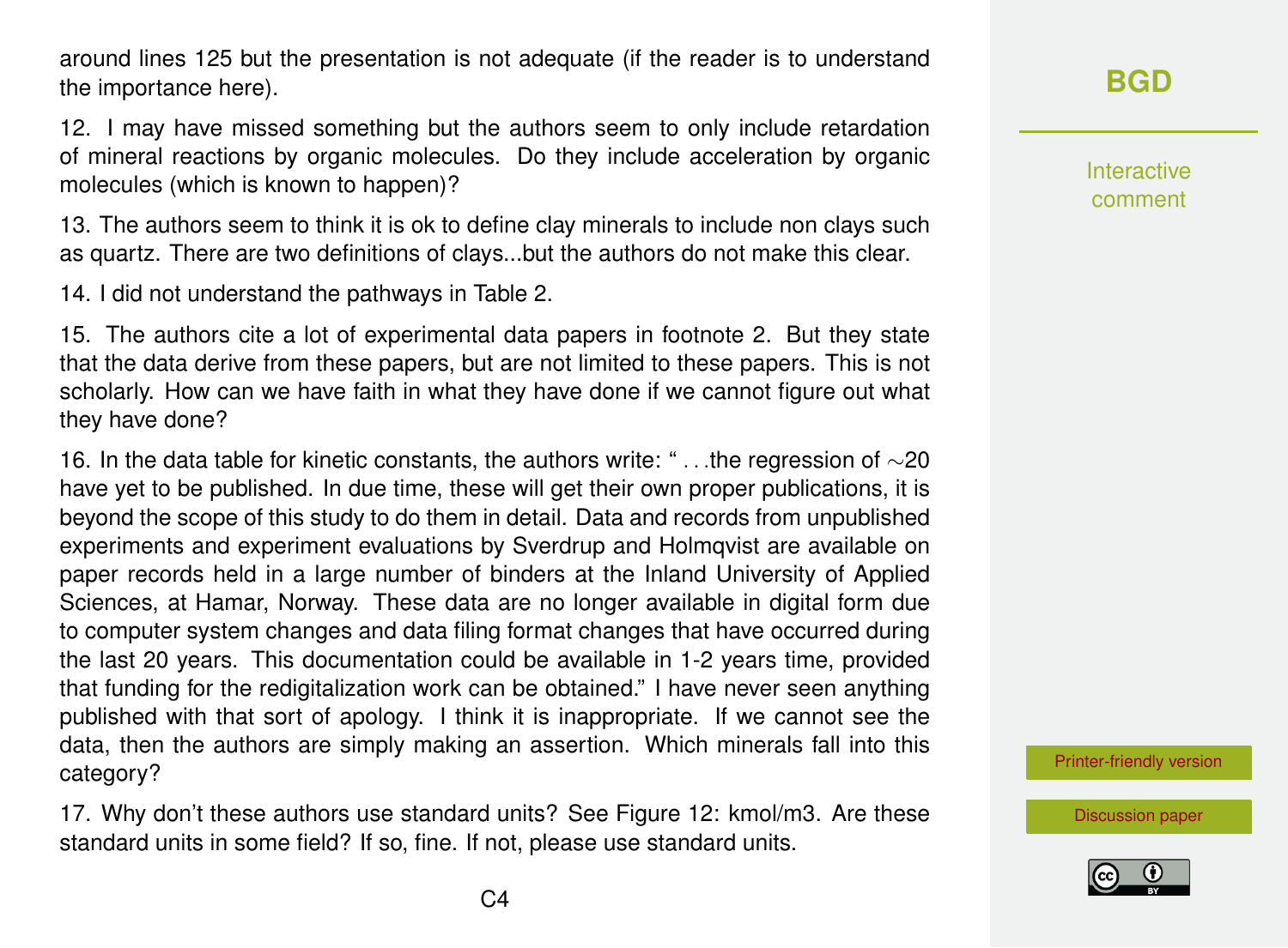around lines 125 but the presentation is not adequate (if the reader is to understand the importance here).

12. I may have missed something but the authors seem to only include retardation of mineral reactions by organic molecules. Do they include acceleration by organic molecules (which is known to happen)?

13. The authors seem to think it is ok to define clay minerals to include non clays such as quartz. There are two definitions of clays...but the authors do not make this clear.

14. I did not understand the pathways in Table 2.

15. The authors cite a lot of experimental data papers in footnote 2. But they state that the data derive from these papers, but are not limited to these papers. This is not scholarly. How can we have faith in what they have done if we cannot figure out what they have done?

16. In the data table for kinetic constants, the authors write: "…the regression of ∼20 have yet to be published. In due time, these will get their own proper publications, it is beyond the scope of this study to do them in detail. Data and records from unpublished experiments and experiment evaluations by Sverdrup and Holmqvist are available on paper records held in a large number of binders at the Inland University of Applied Sciences, at Hamar, Norway. These data are no longer available in digital form due to computer system changes and data filing format changes that have occurred during the last 20 years. This documentation could be available in 1-2 years time, provided that funding for the redigitalization work can be obtained." I have never seen anything published with that sort of apology. I think it is inappropriate. If we cannot see the data, then the authors are simply making an assertion. Which minerals fall into this category?

17. Why don't these authors use standard units? See Figure 12: kmol/m3. Are these standard units in some field? If so, fine. If not, please use standard units.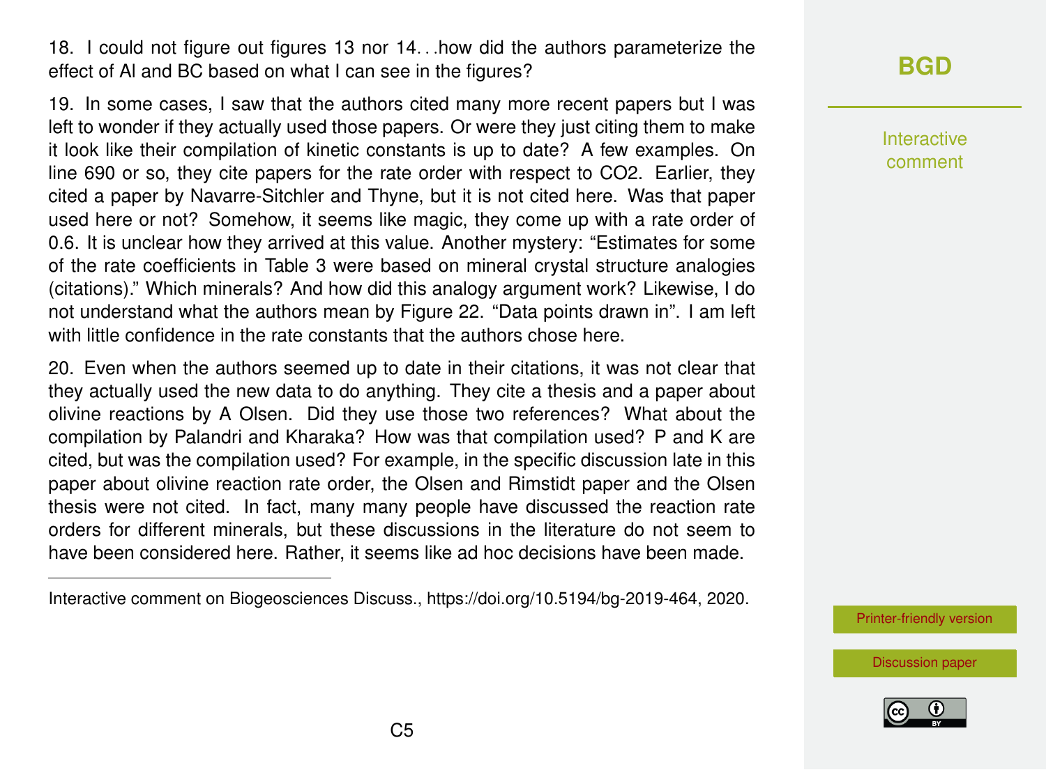18. I could not figure out figures 13 nor 14…how did the authors parameterize the effect of Al and BC based on what I can see in the figures?

19. In some cases, I saw that the authors cited many more recent papers but I was left to wonder if they actually used those papers. Or were they just citing them to make it look like their compilation of kinetic constants is up to date? A few examples. On line 690 or so, they cite papers for the rate order with respect to $CO_2$. Earlier, they cited a paper by Navarre-Sitchler and Thyne, but it is not cited here. Was that paper used here or not? Somehow, it seems like magic, they come up with a rate order of 0.6. It is unclear how they arrived at this value. Another mystery: "Estimates for some of the rate coefficients in Table 3 were based on mineral crystal structure analogies (citations)." Which minerals? And how did this analogy argument work? Likewise, I do not understand what the authors mean by Figure 22. "Data points drawn in". I am left with little confidence in the rate constants that the authors chose here.

20. Even when the authors seemed up to date in their citations, it was not clear that they actually used the new data to do anything. They cite a thesis and a paper about olivine reactions by A Olsen. Did they use those two references? What about the compilation by Palandri and Kharaka? How was that compilation used? P and K are cited, but was the compilation used? For example, in the specific discussion late in this paper about olivine reaction rate order, the Olsen and Rimstidt paper and the Olsen thesis were not cited. In fact, many many people have discussed the reaction rate orders for different minerals, but these discussions in the literature do not seem to have been considered here. Rather, it seems like ad hoc decisions have been made.

---

Interactive comment on Biogeosciences Discuss., https://doi.org/10.5194/bg-2019-464, 2020.